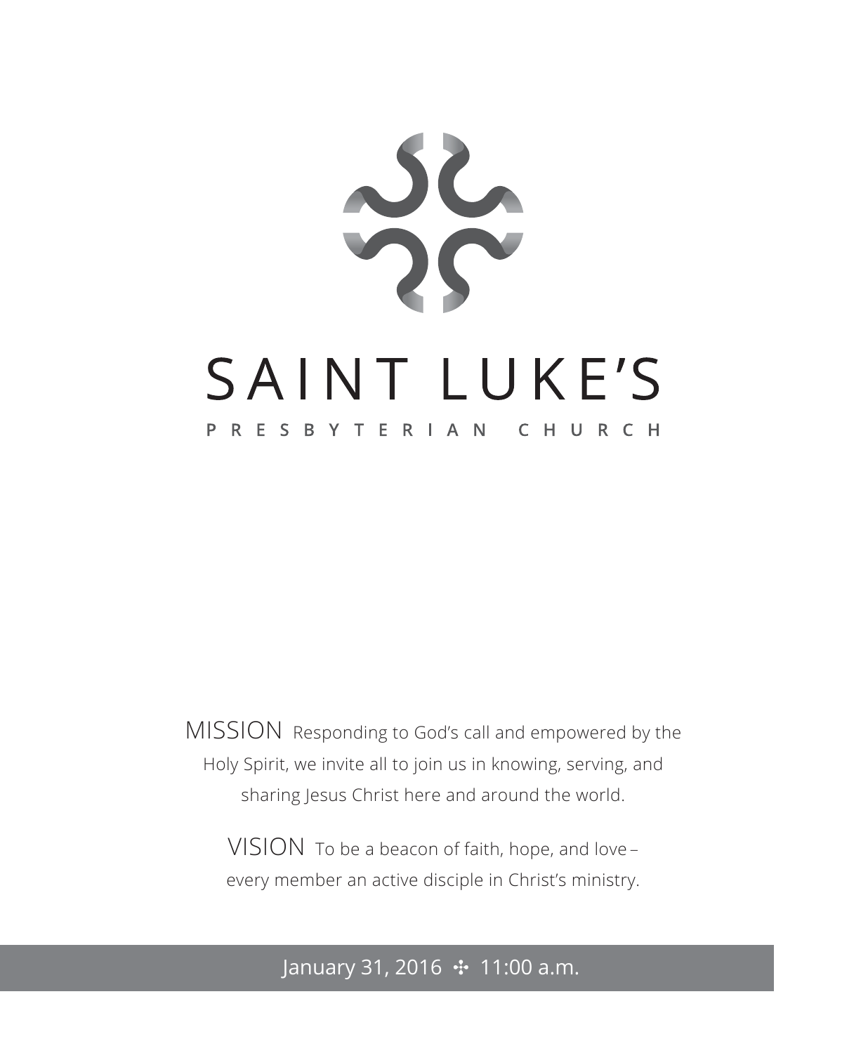# SAINT LUKE'S

## PRESBYTERIAN CHURCH

MISSION Responding to God's call and empowered by the Holy Spirit, we invite all to join us in knowing, serving, and sharing Jesus Christ here and around the world.

VISION To be a beacon of faith, hope, and love – every member an active disciple in Christ's ministry.

January 31, 2016 ✣ 11:00 a.m.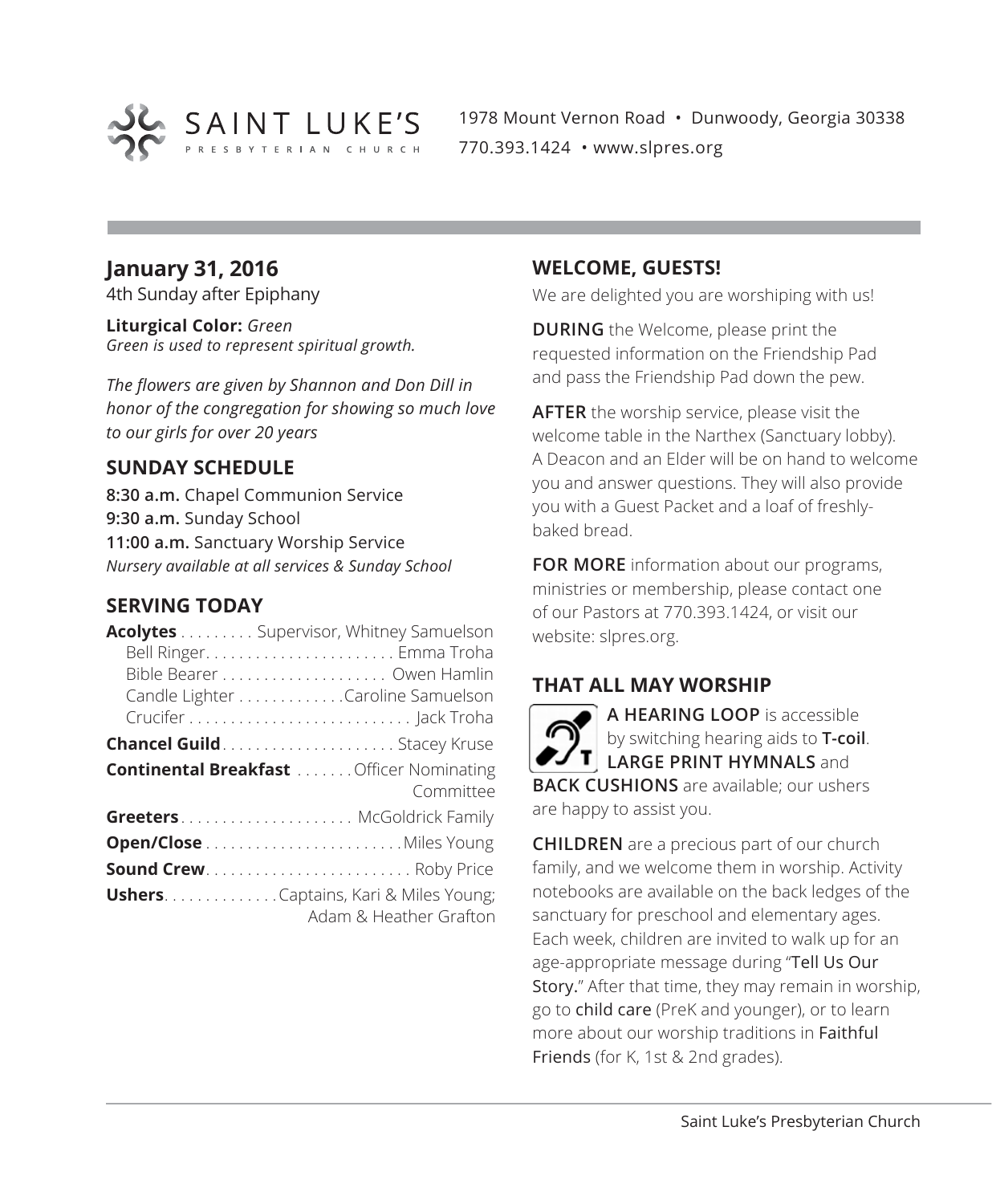SAINT LUKE'S PRESBYTERIAN CHURCH

1978 Mount Vernon Road • Dunwoody, Georgia 30338
770.393.1424 • www.slpres.org

## January 31, 2016

4th Sunday after Epiphany

**Liturgical Color:** *Green*
*Green is used to represent spiritual growth.*

*The flowers are given by Shannon and Don Dill in honor of the congregation for showing so much love to our girls for over 20 years*

### SUNDAY SCHEDULE

**8:30 a.m.** Chapel Communion Service
**9:30 a.m.** Sunday School
**11:00 a.m.** Sanctuary Worship Service
*Nursery available at all services & Sunday School*

### SERVING TODAY

**Acolytes** . . . . . . . . . Supervisor, Whitney Samuelson
Bell Ringer. . . . . . . . . . . . . . . . . . . . . . Emma Troha
Bible Bearer . . . . . . . . . . . . . . . . . . . Owen Hamlin
Candle Lighter . . . . . . . . . . . . Caroline Samuelson
Crucifer . . . . . . . . . . . . . . . . . . . . . . . . . . Jack Troha

**Chancel Guild**. . . . . . . . . . . . . . . . . . . . Stacey Kruse

**Continental Breakfast** . . . . . . . Officer Nominating Committee

**Greeters**. . . . . . . . . . . . . . . . . . . . McGoldrick Family

**Open/Close** . . . . . . . . . . . . . . . . . . . . . . . Miles Young

**Sound Crew**. . . . . . . . . . . . . . . . . . . . . . . . Roby Price

**Ushers**. . . . . . . . . . . . . Captains, Kari & Miles Young; Adam & Heather Grafton

### WELCOME, GUESTS!

We are delighted you are worshiping with us!

**DURING** the Welcome, please print the requested information on the Friendship Pad and pass the Friendship Pad down the pew.

**AFTER** the worship service, please visit the welcome table in the Narthex (Sanctuary lobby). A Deacon and an Elder will be on hand to welcome you and answer questions. They will also provide you with a Guest Packet and a loaf of freshly-baked bread.

**FOR MORE** information about our programs, ministries or membership, please contact one of our Pastors at 770.393.1424, or visit our website: slpres.org.

### THAT ALL MAY WORSHIP

**A HEARING LOOP** is accessible by switching hearing aids to **T-coil**. **LARGE PRINT HYMNALS** and **BACK CUSHIONS** are available; our ushers are happy to assist you.

**CHILDREN** are a precious part of our church family, and we welcome them in worship. Activity notebooks are available on the back ledges of the sanctuary for preschool and elementary ages. Each week, children are invited to walk up for an age-appropriate message during "Tell Us Our Story." After that time, they may remain in worship, go to child care (PreK and younger), or to learn more about our worship traditions in Faithful Friends (for K, 1st & 2nd grades).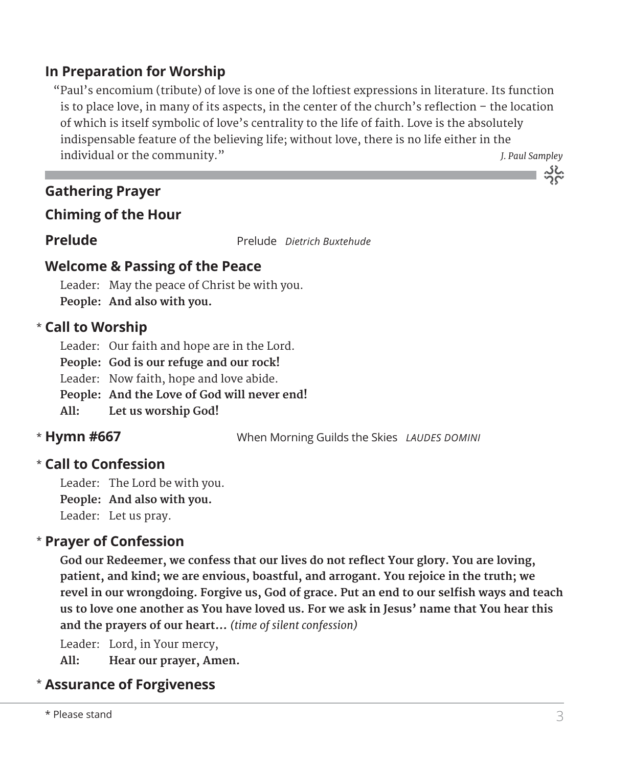## In Preparation for Worship

"Paul's encomium (tribute) of love is one of the loftiest expressions in literature. Its function is to place love, in many of its aspects, in the center of the church's reflection – the location of which is itself symbolic of love's centrality to the life of faith. Love is the absolutely indispensable feature of the believing life; without love, there is no life either in the individual or the community." *J. Paul Sampley*

---

## Gathering Prayer

## Chiming of the Hour

## Prelude

Prelude *Dietrich Buxtehude*

## Welcome & Passing of the Peace

Leader: May the peace of Christ be with you.
**People: And also with you.**

## * Call to Worship

Leader: Our faith and hope are in the Lord.
**People: God is our refuge and our rock!**
Leader: Now faith, hope and love abide.
**People: And the Love of God will never end!**
**All: Let us worship God!**

## * Hymn #667

When Morning Guilds the Skies *LAUDES DOMINI*

## * Call to Confession

Leader: The Lord be with you.
**People: And also with you.**
Leader: Let us pray.

## * Prayer of Confession

**God our Redeemer, we confess that our lives do not reflect Your glory. You are loving, patient, and kind; we are envious, boastful, and arrogant. You rejoice in the truth; we revel in our wrongdoing. Forgive us, God of grace. Put an end to our selfish ways and teach us to love one another as You have loved us. For we ask in Jesus' name that You hear this and the prayers of our heart…** *(time of silent confession)*

Leader: Lord, in Your mercy,
**All: Hear our prayer, Amen.**

## * Assurance of Forgiveness

\* Please stand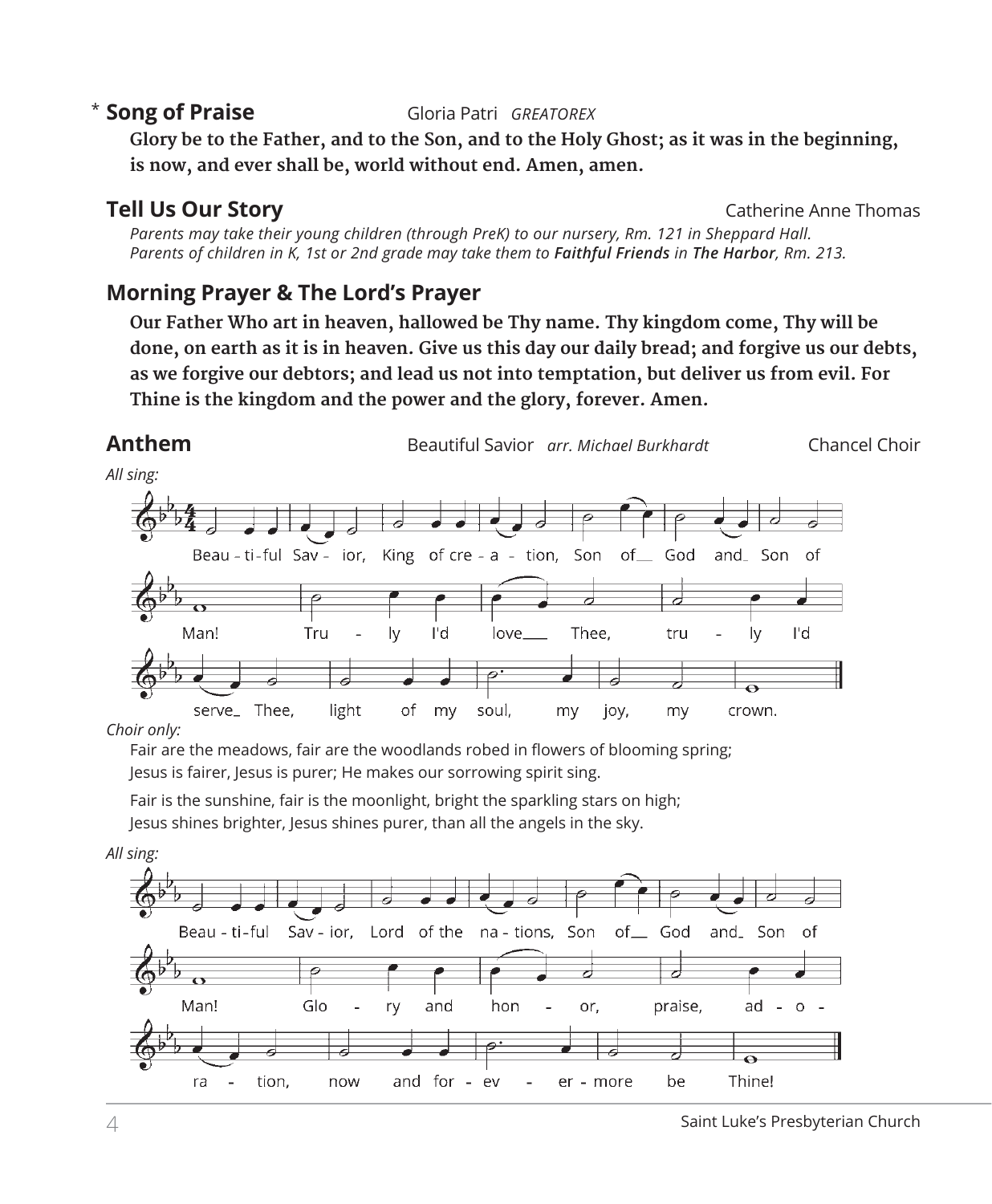## * Song of Praise — Gloria Patri *GREATOREX*

**Glory be to the Father, and to the Son, and to the Holy Ghost; as it was in the beginning, is now, and ever shall be, world without end. Amen, amen.**

## Tell Us Our Story — Catherine Anne Thomas

*Parents may take their young children (through PreK) to our nursery, Rm. 121 in Sheppard Hall.*
*Parents of children in K, 1st or 2nd grade may take them to **Faithful Friends** in **The Harbor**, Rm. 213.*

## Morning Prayer & The Lord's Prayer

**Our Father Who art in heaven, hallowed be Thy name. Thy kingdom come, Thy will be done, on earth as it is in heaven. Give us this day our daily bread; and forgive us our debts, as we forgive our debtors; and lead us not into temptation, but deliver us from evil. For Thine is the kingdom and the power and the glory, forever. Amen.**

## Anthem — Beautiful Savior *arr. Michael Burkhardt* — Chancel Choir

*All sing:*

Beau-ti-ful Sav-ior, King of cre-a-tion, Son of God and Son of Man! Tru-ly I'd love Thee, tru-ly I'd serve Thee, light of my soul, my joy, my crown.

*Choir only:*

Fair are the meadows, fair are the woodlands robed in flowers of blooming spring;
Jesus is fairer, Jesus is purer; He makes our sorrowing spirit sing.

Fair is the sunshine, fair is the moonlight, bright the sparkling stars on high;
Jesus shines brighter, Jesus shines purer, than all the angels in the sky.

*All sing:*

Beau-ti-ful Sav-ior, Lord of the na-tions, Son of God and Son of Man! Glo-ry and hon-or, praise, ad-o-ra-tion, now and for-ev-er-more be Thine!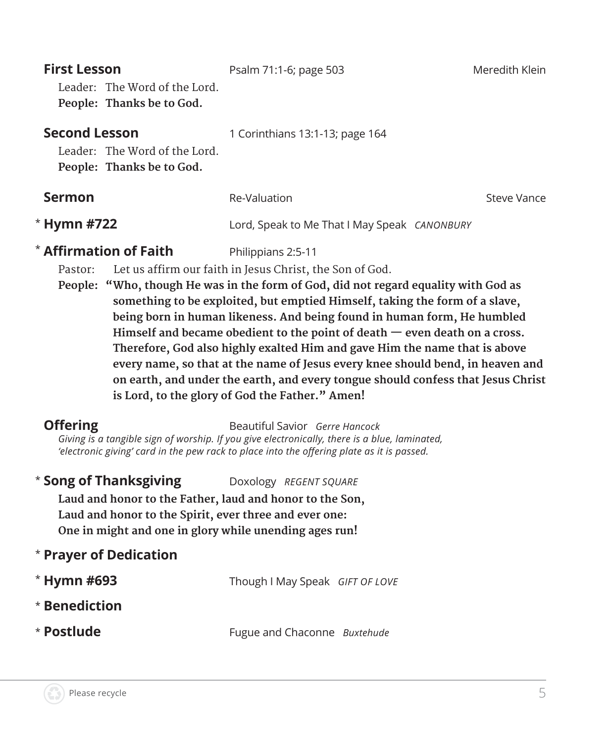**First Lesson** Psalm 71:1-6; page 503 Meredith Klein

Leader: The Word of the Lord.
**People: Thanks be to God.**

**Second Lesson** 1 Corinthians 13:1-13; page 164

Leader: The Word of the Lord.
**People: Thanks be to God.**

**Sermon** Re-Valuation Steve Vance

* **Hymn #722** Lord, Speak to Me That I May Speak *CANONBURY*

* **Affirmation of Faith** Philippians 2:5-11

Pastor: Let us affirm our faith in Jesus Christ, the Son of God.
**People: "Who, though He was in the form of God, did not regard equality with God as something to be exploited, but emptied Himself, taking the form of a slave, being born in human likeness. And being found in human form, He humbled Himself and became obedient to the point of death — even death on a cross. Therefore, God also highly exalted Him and gave Him the name that is above every name, so that at the name of Jesus every knee should bend, in heaven and on earth, and under the earth, and every tongue should confess that Jesus Christ is Lord, to the glory of God the Father." Amen!**

**Offering** Beautiful Savior *Gerre Hancock*
*Giving is a tangible sign of worship. If you give electronically, there is a blue, laminated, 'electronic giving' card in the pew rack to place into the offering plate as it is passed.*

* **Song of Thanksgiving** Doxology *REGENT SQUARE*

**Laud and honor to the Father, laud and honor to the Son,**
**Laud and honor to the Spirit, ever three and ever one:**
**One in might and one in glory while unending ages run!**

* **Prayer of Dedication**

* **Hymn #693** Though I May Speak *GIFT OF LOVE*

* **Benediction**

* **Postlude** Fugue and Chaconne *Buxtehude*

Please recycle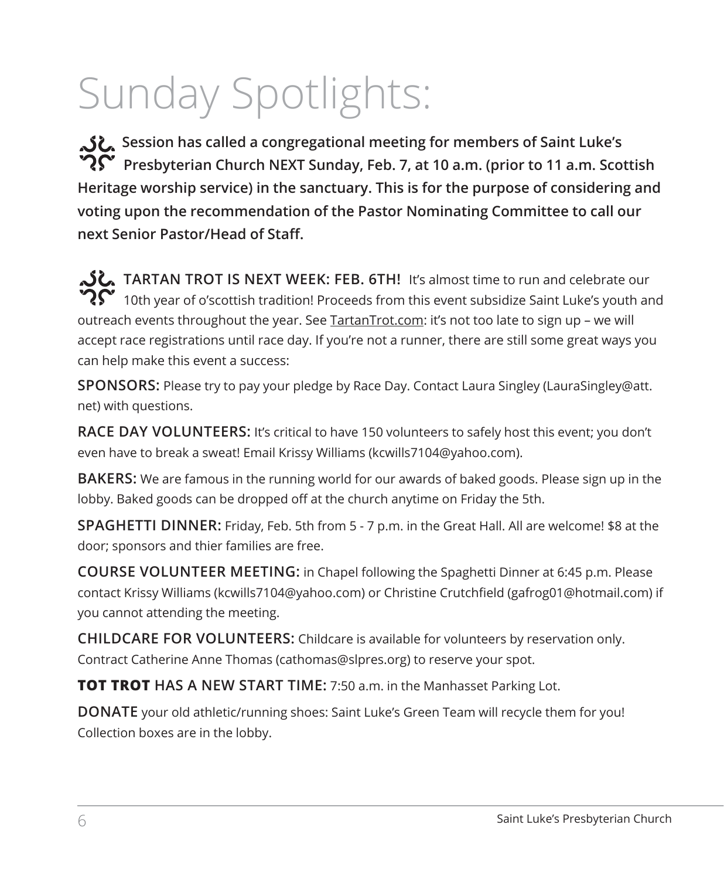# Sunday Spotlights:

**Session has called a congregational meeting for members of Saint Luke's Presbyterian Church NEXT Sunday, Feb. 7, at 10 a.m. (prior to 11 a.m. Scottish Heritage worship service) in the sanctuary. This is for the purpose of considering and voting upon the recommendation of the Pastor Nominating Committee to call our next Senior Pastor/Head of Staff.**

**TARTAN TROT IS NEXT WEEK: FEB. 6TH!** It's almost time to run and celebrate our 10th year of o'scottish tradition! Proceeds from this event subsidize Saint Luke's youth and outreach events throughout the year. See TartanTrot.com: it's not too late to sign up – we will accept race registrations until race day. If you're not a runner, there are still some great ways you can help make this event a success:

**SPONSORS:** Please try to pay your pledge by Race Day. Contact Laura Singley (LauraSingley@att.net) with questions.

**RACE DAY VOLUNTEERS:** It's critical to have 150 volunteers to safely host this event; you don't even have to break a sweat! Email Krissy Williams (kcwills7104@yahoo.com).

**BAKERS:** We are famous in the running world for our awards of baked goods. Please sign up in the lobby. Baked goods can be dropped off at the church anytime on Friday the 5th.

**SPAGHETTI DINNER:** Friday, Feb. 5th from 5 - 7 p.m. in the Great Hall. All are welcome! $8 at the door; sponsors and thier families are free.

**COURSE VOLUNTEER MEETING:** in Chapel following the Spaghetti Dinner at 6:45 p.m. Please contact Krissy Williams (kcwills7104@yahoo.com) or Christine Crutchfield (gafrog01@hotmail.com) if you cannot attending the meeting.

**CHILDCARE FOR VOLUNTEERS:** Childcare is available for volunteers by reservation only. Contract Catherine Anne Thomas (cathomas@slpres.org) to reserve your spot.

**TOT TROT HAS A NEW START TIME:** 7:50 a.m. in the Manhasset Parking Lot.

**DONATE** your old athletic/running shoes: Saint Luke's Green Team will recycle them for you! Collection boxes are in the lobby.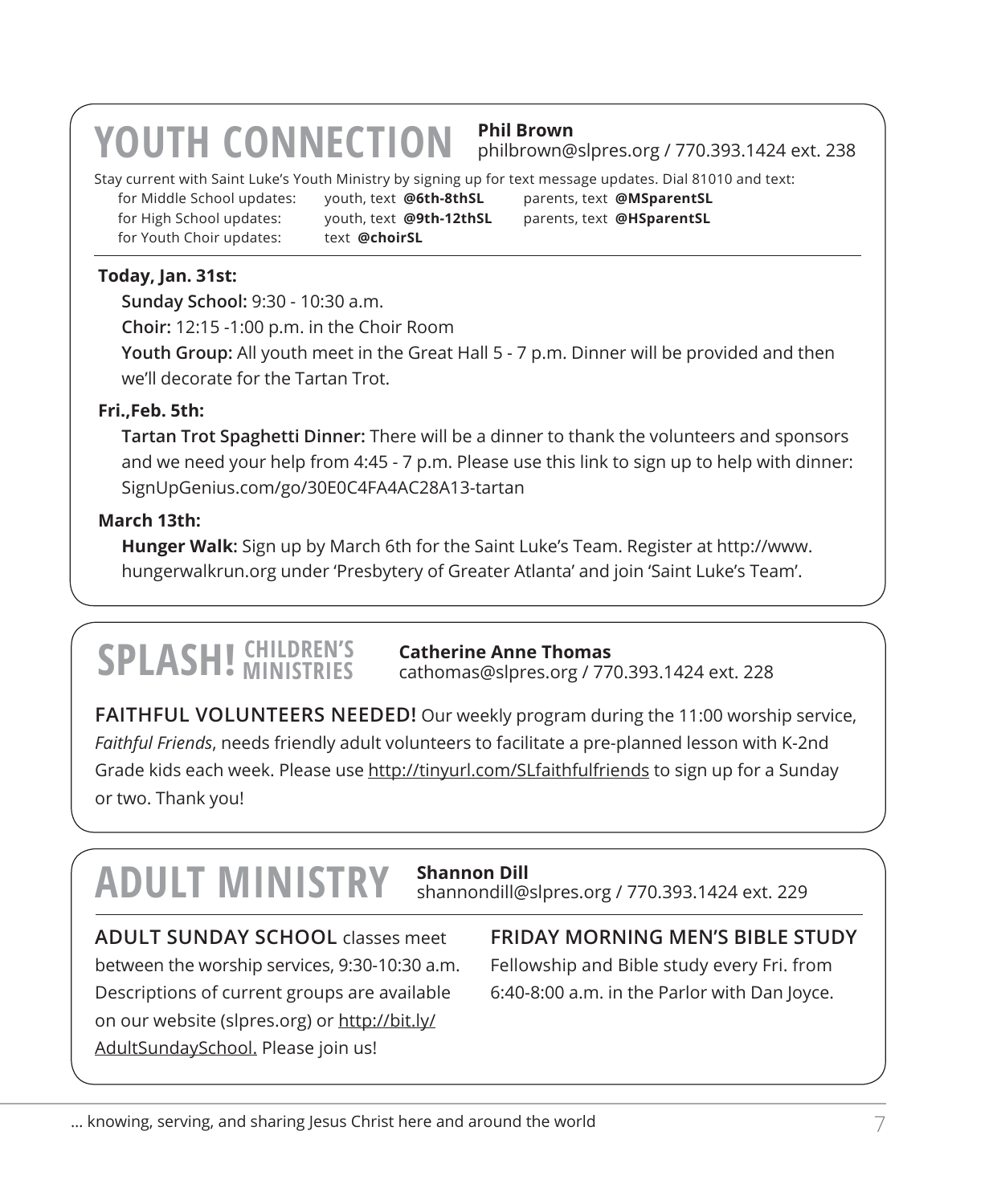# YOUTH CONNECTION

**Phil Brown**
philbrown@slpres.org / 770.393.1424 ext. 238

Stay current with Saint Luke's Youth Ministry by signing up for text message updates. Dial 81010 and text:

| | | |
|---|---|---|
| for Middle School updates: | youth, text **@6th-8thSL** | parents, text **@MSparentSL** |
| for High School updates: | youth, text **@9th-12thSL** | parents, text **@HSparentSL** |
| for Youth Choir updates: | text **@choirSL** | |

**Today, Jan. 31st:**

**Sunday School:** 9:30 - 10:30 a.m.

**Choir:** 12:15 -1:00 p.m. in the Choir Room

**Youth Group:** All youth meet in the Great Hall 5 - 7 p.m. Dinner will be provided and then we'll decorate for the Tartan Trot.

**Fri.,Feb. 5th:**

**Tartan Trot Spaghetti Dinner:** There will be a dinner to thank the volunteers and sponsors and we need your help from 4:45 - 7 p.m. Please use this link to sign up to help with dinner: SignUpGenius.com/go/30E0C4FA4AC28A13-tartan

**March 13th:**

**Hunger Walk:** Sign up by March 6th for the Saint Luke's Team. Register at http://www.hungerwalkrun.org under 'Presbytery of Greater Atlanta' and join 'Saint Luke's Team'.

# SPLASH! CHILDREN'S MINISTRIES

**Catherine Anne Thomas**
cathomas@slpres.org / 770.393.1424 ext. 228

**FAITHFUL VOLUNTEERS NEEDED!** Our weekly program during the 11:00 worship service, *Faithful Friends*, needs friendly adult volunteers to facilitate a pre-planned lesson with K-2nd Grade kids each week. Please use http://tinyurl.com/SLfaithfulfriends to sign up for a Sunday or two. Thank you!

# ADULT MINISTRY

**Shannon Dill**
shannondill@slpres.org / 770.393.1424 ext. 229

**ADULT SUNDAY SCHOOL** classes meet between the worship services, 9:30-10:30 a.m. Descriptions of current groups are available on our website (slpres.org) or http://bit.ly/AdultSundaySchool. Please join us!

**FRIDAY MORNING MEN'S BIBLE STUDY**

Fellowship and Bible study every Fri. from 6:40-8:00 a.m. in the Parlor with Dan Joyce.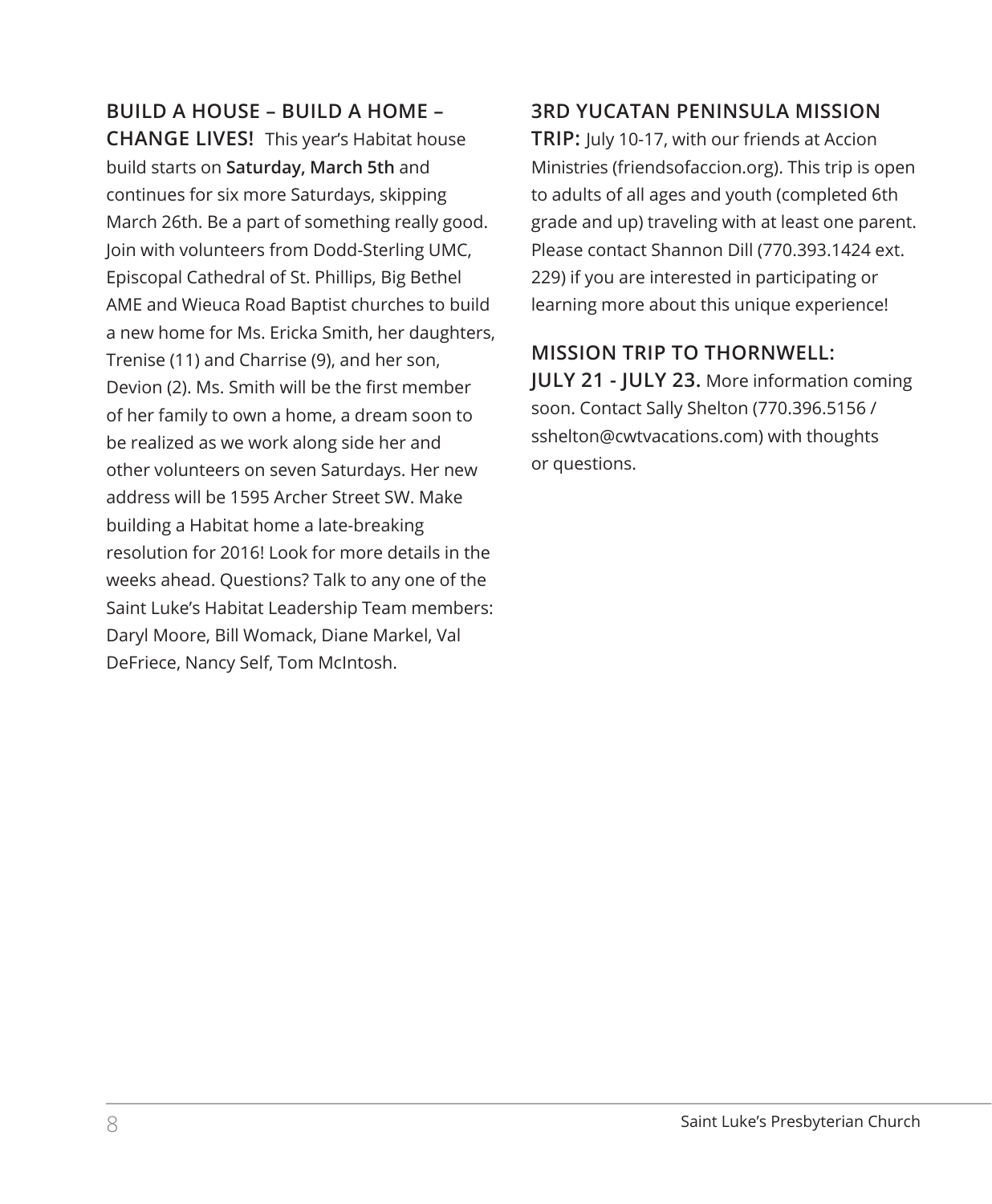**BUILD A HOUSE – BUILD A HOME – CHANGE LIVES!** This year's Habitat house build starts on **Saturday, March 5th** and continues for six more Saturdays, skipping March 26th. Be a part of something really good. Join with volunteers from Dodd-Sterling UMC, Episcopal Cathedral of St. Phillips, Big Bethel AME and Wieuca Road Baptist churches to build a new home for Ms. Ericka Smith, her daughters, Trenise (11) and Charrise (9), and her son, Devion (2). Ms. Smith will be the first member of her family to own a home, a dream soon to be realized as we work along side her and other volunteers on seven Saturdays. Her new address will be 1595 Archer Street SW. Make building a Habitat home a late-breaking resolution for 2016! Look for more details in the weeks ahead. Questions? Talk to any one of the Saint Luke's Habitat Leadership Team members: Daryl Moore, Bill Womack, Diane Markel, Val DeFriece, Nancy Self, Tom McIntosh.

**3RD YUCATAN PENINSULA MISSION TRIP:** July 10-17, with our friends at Accion Ministries (friendsofaccion.org). This trip is open to adults of all ages and youth (completed 6th grade and up) traveling with at least one parent. Please contact Shannon Dill (770.393.1424 ext. 229) if you are interested in participating or learning more about this unique experience!

**MISSION TRIP TO THORNWELL: JULY 21 - JULY 23.** More information coming soon. Contact Sally Shelton (770.396.5156 / sshelton@cwtvacations.com) with thoughts or questions.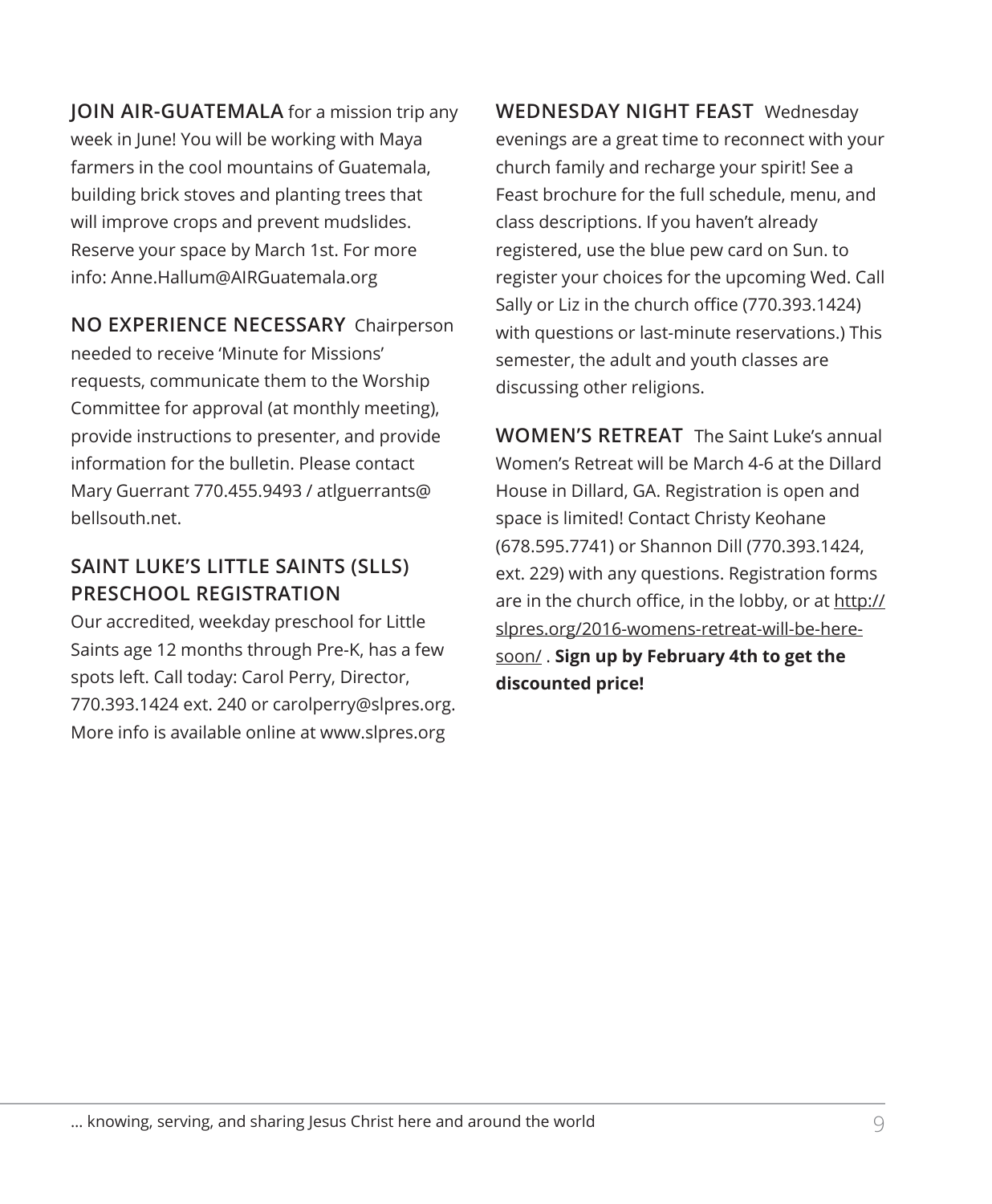**JOIN AIR-GUATEMALA** for a mission trip any week in June! You will be working with Maya farmers in the cool mountains of Guatemala, building brick stoves and planting trees that will improve crops and prevent mudslides. Reserve your space by March 1st. For more info: Anne.Hallum@AIRGuatemala.org

**NO EXPERIENCE NECESSARY** Chairperson needed to receive 'Minute for Missions' requests, communicate them to the Worship Committee for approval (at monthly meeting), provide instructions to presenter, and provide information for the bulletin. Please contact Mary Guerrant 770.455.9493 / atlguerrants@bellsouth.net.

**SAINT LUKE'S LITTLE SAINTS (SLLS) PRESCHOOL REGISTRATION**

Our accredited, weekday preschool for Little Saints age 12 months through Pre-K, has a few spots left. Call today: Carol Perry, Director, 770.393.1424 ext. 240 or carolperry@slpres.org. More info is available online at www.slpres.org

**WEDNESDAY NIGHT FEAST** Wednesday evenings are a great time to reconnect with your church family and recharge your spirit! See a Feast brochure for the full schedule, menu, and class descriptions. If you haven't already registered, use the blue pew card on Sun. to register your choices for the upcoming Wed. Call Sally or Liz in the church office (770.393.1424) with questions or last-minute reservations.) This semester, the adult and youth classes are discussing other religions.

**WOMEN'S RETREAT** The Saint Luke's annual Women's Retreat will be March 4-6 at the Dillard House in Dillard, GA. Registration is open and space is limited! Contact Christy Keohane (678.595.7741) or Shannon Dill (770.393.1424, ext. 229) with any questions. Registration forms are in the church office, in the lobby, or at http://slpres.org/2016-womens-retreat-will-be-here-soon/ . **Sign up by February 4th to get the discounted price!**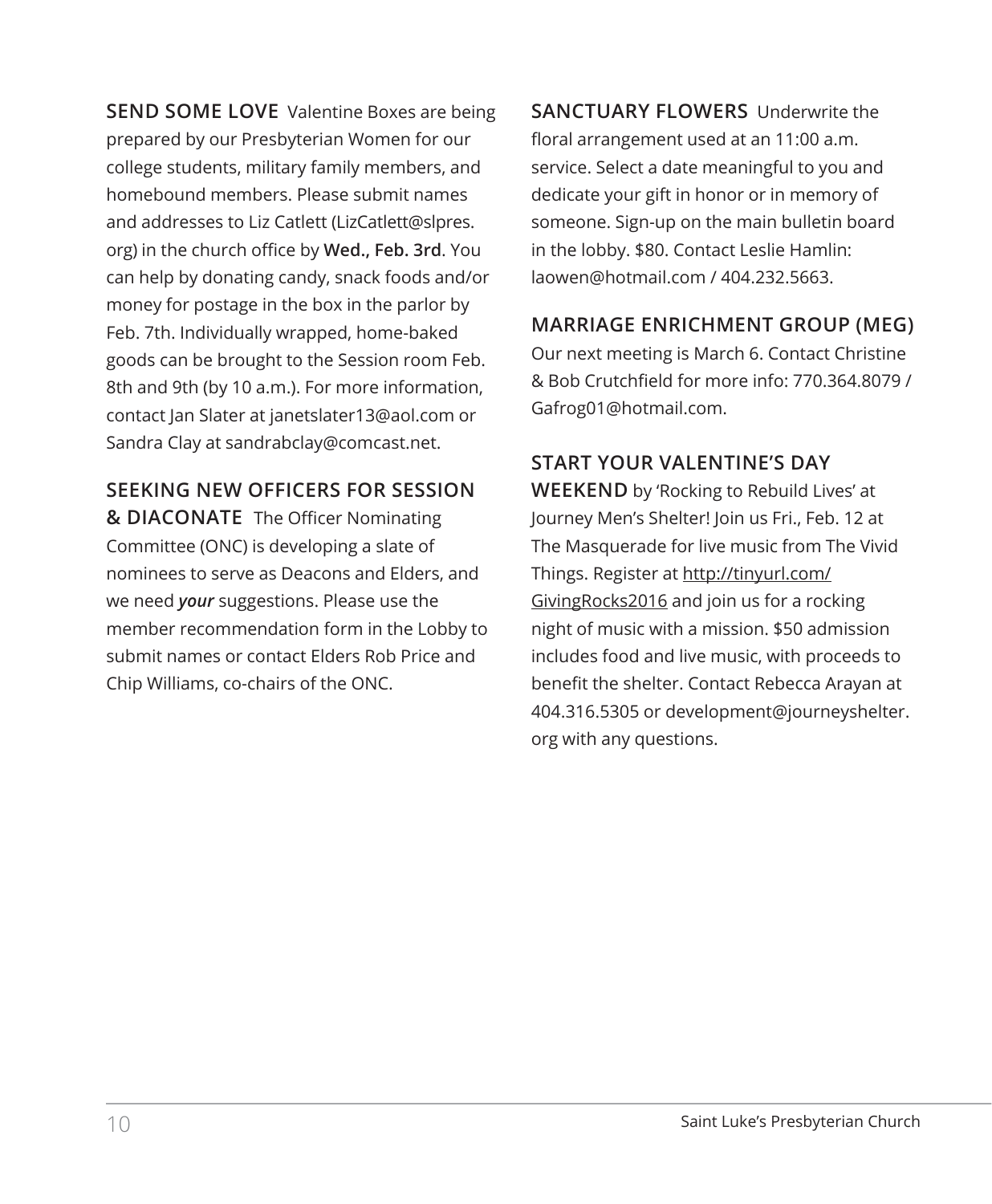**SEND SOME LOVE** Valentine Boxes are being prepared by our Presbyterian Women for our college students, military family members, and homebound members. Please submit names and addresses to Liz Catlett (LizCatlett@slpres.org) in the church office by **Wed., Feb. 3rd**. You can help by donating candy, snack foods and/or money for postage in the box in the parlor by Feb. 7th. Individually wrapped, home-baked goods can be brought to the Session room Feb. 8th and 9th (by 10 a.m.). For more information, contact Jan Slater at janetslater13@aol.com or Sandra Clay at sandrabclay@comcast.net.

**SEEKING NEW OFFICERS FOR SESSION & DIACONATE** The Officer Nominating Committee (ONC) is developing a slate of nominees to serve as Deacons and Elders, and we need ***your*** suggestions. Please use the member recommendation form in the Lobby to submit names or contact Elders Rob Price and Chip Williams, co-chairs of the ONC.

**SANCTUARY FLOWERS** Underwrite the floral arrangement used at an 11:00 a.m. service. Select a date meaningful to you and dedicate your gift in honor or in memory of someone. Sign-up on the main bulletin board in the lobby. $80. Contact Leslie Hamlin: laowen@hotmail.com / 404.232.5663.

**MARRIAGE ENRICHMENT GROUP (MEG)**
Our next meeting is March 6. Contact Christine & Bob Crutchfield for more info: 770.364.8079 / Gafrog01@hotmail.com.

**START YOUR VALENTINE'S DAY WEEKEND** by 'Rocking to Rebuild Lives' at Journey Men's Shelter! Join us Fri., Feb. 12 at The Masquerade for live music from The Vivid Things. Register at http://tinyurl.com/GivingRocks2016 and join us for a rocking night of music with a mission. $50 admission includes food and live music, with proceeds to benefit the shelter. Contact Rebecca Arayan at 404.316.5305 or development@journeyshelter.org with any questions.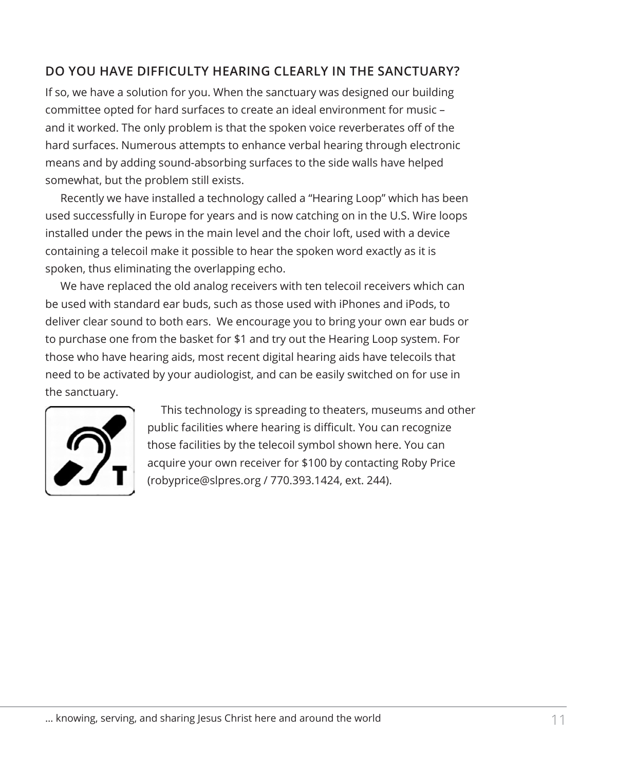## DO YOU HAVE DIFFICULTY HEARING CLEARLY IN THE SANCTUARY?

If so, we have a solution for you. When the sanctuary was designed our building committee opted for hard surfaces to create an ideal environment for music – and it worked. The only problem is that the spoken voice reverberates off of the hard surfaces. Numerous attempts to enhance verbal hearing through electronic means and by adding sound-absorbing surfaces to the side walls have helped somewhat, but the problem still exists.

Recently we have installed a technology called a “Hearing Loop” which has been used successfully in Europe for years and is now catching on in the U.S. Wire loops installed under the pews in the main level and the choir loft, used with a device containing a telecoil make it possible to hear the spoken word exactly as it is spoken, thus eliminating the overlapping echo.

We have replaced the old analog receivers with ten telecoil receivers which can be used with standard ear buds, such as those used with iPhones and iPods, to deliver clear sound to both ears. We encourage you to bring your own ear buds or to purchase one from the basket for $1 and try out the Hearing Loop system. For those who have hearing aids, most recent digital hearing aids have telecoils that need to be activated by your audiologist, and can be easily switched on for use in the sanctuary.

This technology is spreading to theaters, museums and other public facilities where hearing is difficult. You can recognize those facilities by the telecoil symbol shown here. You can acquire your own receiver for $100 by contacting Roby Price (robyprice@slpres.org / 770.393.1424, ext. 244).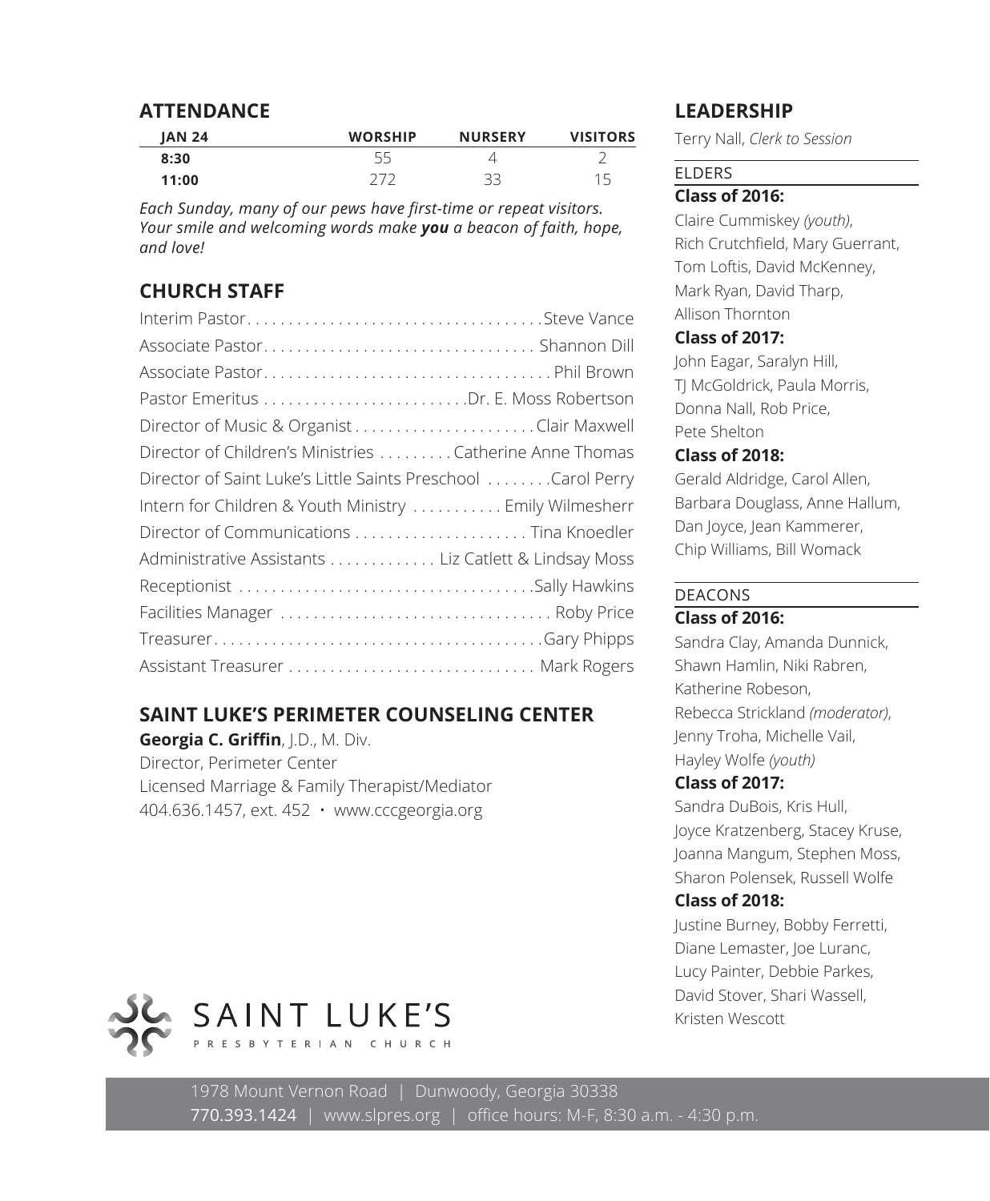## ATTENDANCE

| JAN 24 | WORSHIP | NURSERY | VISITORS |
|---|---|---|---|
| 8:30 | 55 | 4 | 2 |
| 11:00 | 272 | 33 | 15 |

*Each Sunday, many of our pews have first-time or repeat visitors. Your smile and welcoming words make **you** a beacon of faith, hope, and love!*

## CHURCH STAFF

Interim Pastor. . . . . . . . . . . . . . . . . . . . . . . . . . . . . . . . . . .Steve Vance
Associate Pastor. . . . . . . . . . . . . . . . . . . . . . . . . . . . . . . . Shannon Dill
Associate Pastor. . . . . . . . . . . . . . . . . . . . . . . . . . . . . . . . . . Phil Brown
Pastor Emeritus . . . . . . . . . . . . . . . . . . . . . . . . .Dr. E. Moss Robertson
Director of Music & Organist . . . . . . . . . . . . . . . . . . . . . . Clair Maxwell
Director of Children's Ministries . . . . . . . . . Catherine Anne Thomas
Director of Saint Luke's Little Saints Preschool . . . . . . . .Carol Perry
Intern for Children & Youth Ministry . . . . . . . . . . . Emily Wilmesherr
Director of Communications . . . . . . . . . . . . . . . . . . . . . Tina Knoedler
Administrative Assistants . . . . . . . . . . . . . Liz Catlett & Lindsay Moss
Receptionist . . . . . . . . . . . . . . . . . . . . . . . . . . . . . . . . . . .Sally Hawkins
Facilities Manager . . . . . . . . . . . . . . . . . . . . . . . . . . . . . . . . Roby Price
Treasurer. . . . . . . . . . . . . . . . . . . . . . . . . . . . . . . . . . . . . . .Gary Phipps
Assistant Treasurer . . . . . . . . . . . . . . . . . . . . . . . . . . . . . Mark Rogers

## SAINT LUKE'S PERIMETER COUNSELING CENTER

**Georgia C. Griffin**, J.D., M. Div.
Director, Perimeter Center
Licensed Marriage & Family Therapist/Mediator
404.636.1457, ext. 452 • www.cccgeorgia.org

## LEADERSHIP

Terry Nall, *Clerk to Session*

ELDERS

**Class of 2016:**
Claire Cummiskey *(youth)*, Rich Crutchfield, Mary Guerrant, Tom Loftis, David McKenney, Mark Ryan, David Tharp, Allison Thornton

**Class of 2017:**
John Eagar, Saralyn Hill, TJ McGoldrick, Paula Morris, Donna Nall, Rob Price, Pete Shelton

**Class of 2018:**
Gerald Aldridge, Carol Allen, Barbara Douglass, Anne Hallum, Dan Joyce, Jean Kammerer, Chip Williams, Bill Womack

DEACONS

**Class of 2016:**
Sandra Clay, Amanda Dunnick, Shawn Hamlin, Niki Rabren, Katherine Robeson, Rebecca Strickland *(moderator)*, Jenny Troha, Michelle Vail, Hayley Wolfe *(youth)*

**Class of 2017:**
Sandra DuBois, Kris Hull, Joyce Kratzenberg, Stacey Kruse, Joanna Mangum, Stephen Moss, Sharon Polensek, Russell Wolfe

**Class of 2018:**
Justine Burney, Bobby Ferretti, Diane Lemaster, Joe Luranc, Lucy Painter, Debbie Parkes, David Stover, Shari Wassell, Kristen Wescott

SAINT LUKE'S
PRESBYTERIAN CHURCH

1978 Mount Vernon Road | Dunwoody, Georgia 30338
770.393.1424 | www.slpres.org | office hours: M-F, 8:30 a.m. - 4:30 p.m.